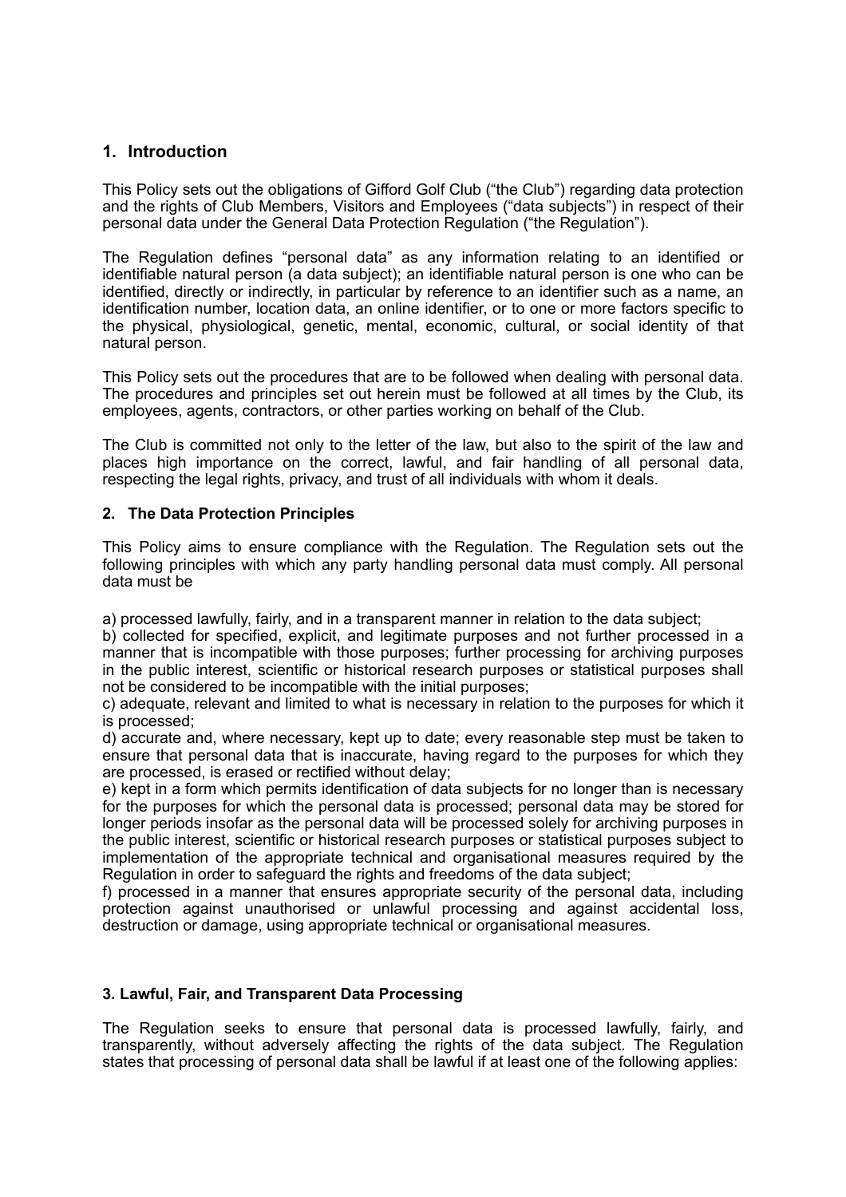## 1. Introduction

This Policy sets out the obligations of Gifford Golf Club ("the Club") regarding data protection and the rights of Club Members, Visitors and Employees ("data subjects") in respect of their personal data under the General Data Protection Regulation ("the Regulation").

The Regulation defines "personal data" as any information relating to an identified or identifiable natural person (a data subject); an identifiable natural person is one who can be identified, directly or indirectly, in particular by reference to an identifier such as a name, an identification number, location data, an online identifier, or to one or more factors specific to the physical, physiological, genetic, mental, economic, cultural, or social identity of that natural person.

This Policy sets out the procedures that are to be followed when dealing with personal data. The procedures and principles set out herein must be followed at all times by the Club, its employees, agents, contractors, or other parties working on behalf of the Club.

The Club is committed not only to the letter of the law, but also to the spirit of the law and places high importance on the correct, lawful, and fair handling of all personal data, respecting the legal rights, privacy, and trust of all individuals with whom it deals.

## 2. The Data Protection Principles

This Policy aims to ensure compliance with the Regulation. The Regulation sets out the following principles with which any party handling personal data must comply. All personal data must be

a) processed lawfully, fairly, and in a transparent manner in relation to the data subject;
b) collected for specified, explicit, and legitimate purposes and not further processed in a manner that is incompatible with those purposes; further processing for archiving purposes in the public interest, scientific or historical research purposes or statistical purposes shall not be considered to be incompatible with the initial purposes;
c) adequate, relevant and limited to what is necessary in relation to the purposes for which it is processed;
d) accurate and, where necessary, kept up to date; every reasonable step must be taken to ensure that personal data that is inaccurate, having regard to the purposes for which they are processed, is erased or rectified without delay;
e) kept in a form which permits identification of data subjects for no longer than is necessary for the purposes for which the personal data is processed; personal data may be stored for longer periods insofar as the personal data will be processed solely for archiving purposes in the public interest, scientific or historical research purposes or statistical purposes subject to implementation of the appropriate technical and organisational measures required by the Regulation in order to safeguard the rights and freedoms of the data subject;
f) processed in a manner that ensures appropriate security of the personal data, including protection against unauthorised or unlawful processing and against accidental loss, destruction or damage, using appropriate technical or organisational measures.

## 3. Lawful, Fair, and Transparent Data Processing

The Regulation seeks to ensure that personal data is processed lawfully, fairly, and transparently, without adversely affecting the rights of the data subject. The Regulation states that processing of personal data shall be lawful if at least one of the following applies: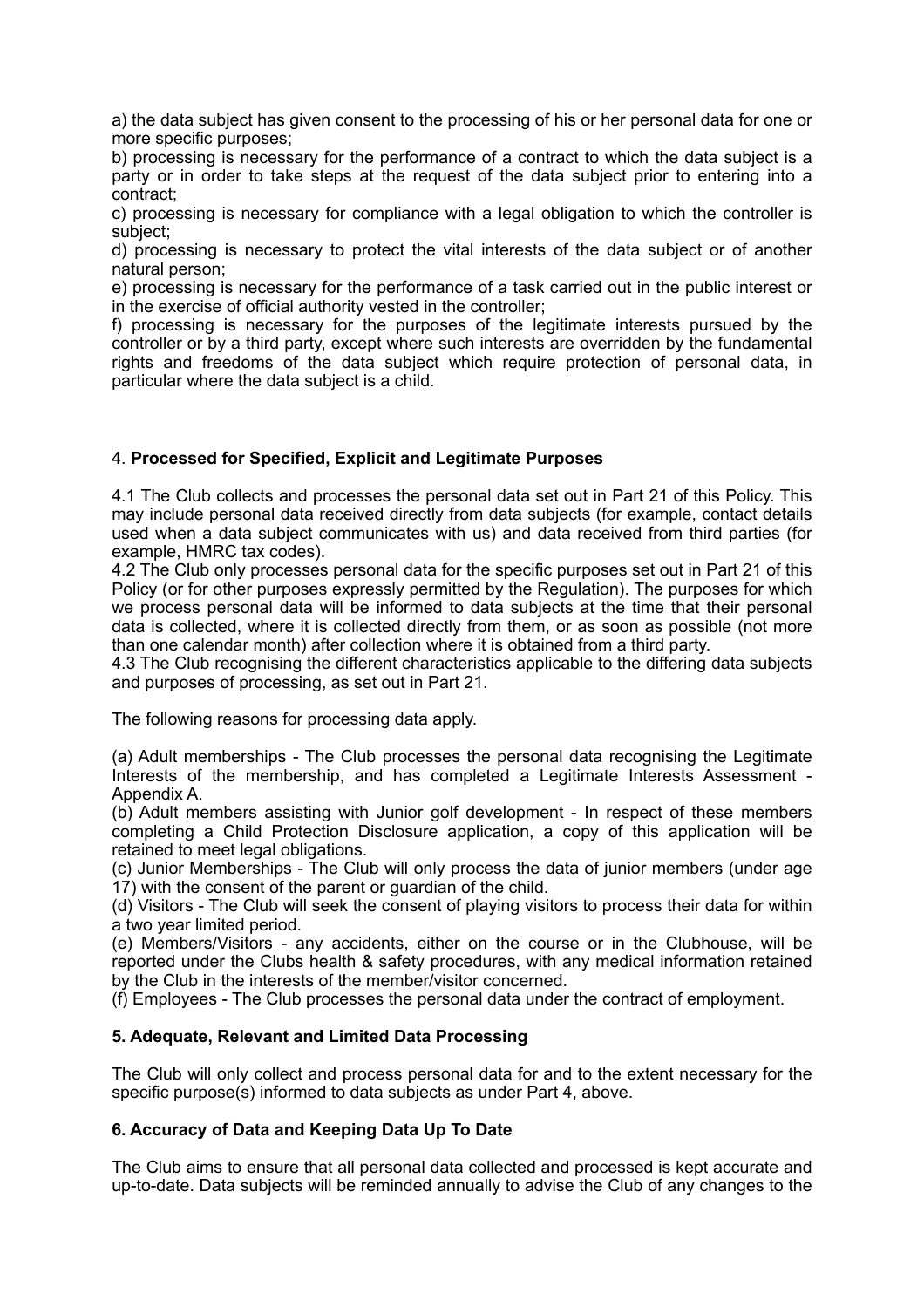a) the data subject has given consent to the processing of his or her personal data for one or more specific purposes;
b) processing is necessary for the performance of a contract to which the data subject is a party or in order to take steps at the request of the data subject prior to entering into a contract;
c) processing is necessary for compliance with a legal obligation to which the controller is subject;
d) processing is necessary to protect the vital interests of the data subject or of another natural person;
e) processing is necessary for the performance of a task carried out in the public interest or in the exercise of official authority vested in the controller;
f) processing is necessary for the purposes of the legitimate interests pursued by the controller or by a third party, except where such interests are overridden by the fundamental rights and freedoms of the data subject which require protection of personal data, in particular where the data subject is a child.

## 4. **Processed for Specified, Explicit and Legitimate Purposes**

4.1 The Club collects and processes the personal data set out in Part 21 of this Policy. This may include personal data received directly from data subjects (for example, contact details used when a data subject communicates with us) and data received from third parties (for example, HMRC tax codes).
4.2 The Club only processes personal data for the specific purposes set out in Part 21 of this Policy (or for other purposes expressly permitted by the Regulation). The purposes for which we process personal data will be informed to data subjects at the time that their personal data is collected, where it is collected directly from them, or as soon as possible (not more than one calendar month) after collection where it is obtained from a third party.
4.3 The Club recognising the different characteristics applicable to the differing data subjects and purposes of processing, as set out in Part 21.

The following reasons for processing data apply.

(a) Adult memberships - The Club processes the personal data recognising the Legitimate Interests of the membership, and has completed a Legitimate Interests Assessment - Appendix A.
(b) Adult members assisting with Junior golf development - In respect of these members completing a Child Protection Disclosure application, a copy of this application will be retained to meet legal obligations.
(c) Junior Memberships - The Club will only process the data of junior members (under age 17) with the consent of the parent or guardian of the child.
(d) Visitors - The Club will seek the consent of playing visitors to process their data for within a two year limited period.
(e) Members/Visitors - any accidents, either on the course or in the Clubhouse, will be reported under the Clubs health & safety procedures, with any medical information retained by the Club in the interests of the member/visitor concerned.
(f) Employees - The Club processes the personal data under the contract of employment.

## **5. Adequate, Relevant and Limited Data Processing**

The Club will only collect and process personal data for and to the extent necessary for the specific purpose(s) informed to data subjects as under Part 4, above.

## **6. Accuracy of Data and Keeping Data Up To Date**

The Club aims to ensure that all personal data collected and processed is kept accurate and up-to-date. Data subjects will be reminded annually to advise the Club of any changes to the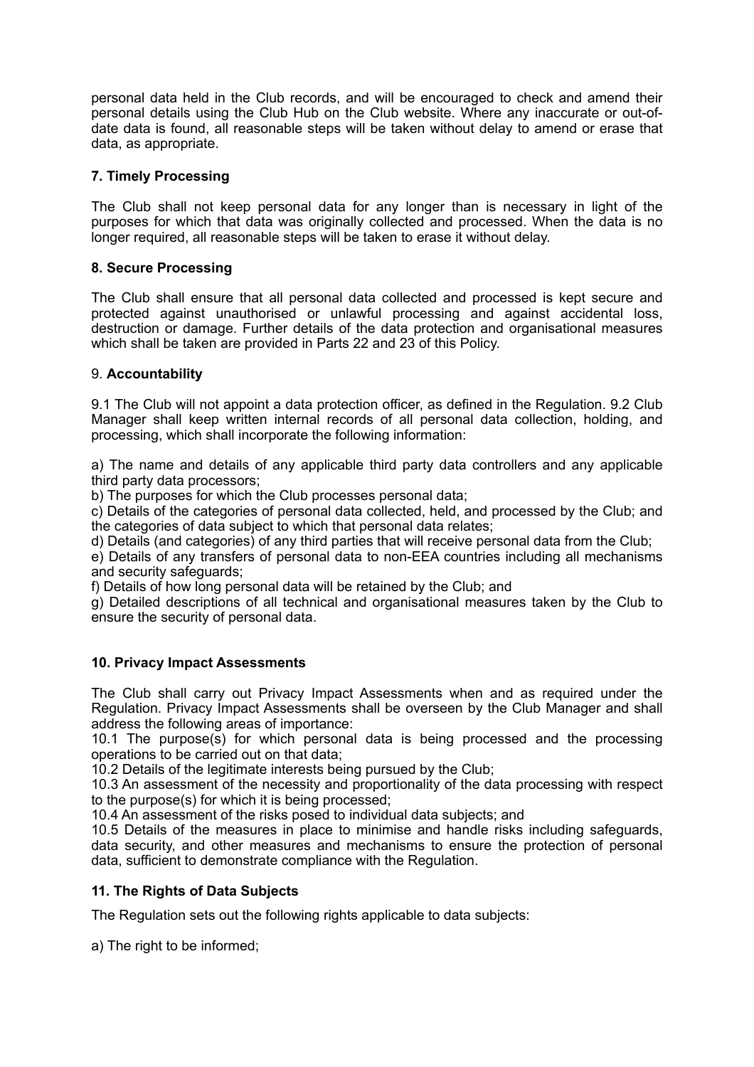personal data held in the Club records, and will be encouraged to check and amend their personal details using the Club Hub on the Club website. Where any inaccurate or out-of-date data is found, all reasonable steps will be taken without delay to amend or erase that data, as appropriate.

### 7. Timely Processing

The Club shall not keep personal data for any longer than is necessary in light of the purposes for which that data was originally collected and processed. When the data is no longer required, all reasonable steps will be taken to erase it without delay.

### 8. Secure Processing

The Club shall ensure that all personal data collected and processed is kept secure and protected against unauthorised or unlawful processing and against accidental loss, destruction or damage. Further details of the data protection and organisational measures which shall be taken are provided in Parts 22 and 23 of this Policy.

### 9. Accountability

9.1 The Club will not appoint a data protection officer, as defined in the Regulation. 9.2 Club Manager shall keep written internal records of all personal data collection, holding, and processing, which shall incorporate the following information:

a) The name and details of any applicable third party data controllers and any applicable third party data processors;
b) The purposes for which the Club processes personal data;
c) Details of the categories of personal data collected, held, and processed by the Club; and the categories of data subject to which that personal data relates;
d) Details (and categories) of any third parties that will receive personal data from the Club;
e) Details of any transfers of personal data to non-EEA countries including all mechanisms and security safeguards;
f) Details of how long personal data will be retained by the Club; and
g) Detailed descriptions of all technical and organisational measures taken by the Club to ensure the security of personal data.

### 10. Privacy Impact Assessments

The Club shall carry out Privacy Impact Assessments when and as required under the Regulation. Privacy Impact Assessments shall be overseen by the Club Manager and shall address the following areas of importance:
10.1 The purpose(s) for which personal data is being processed and the processing operations to be carried out on that data;
10.2 Details of the legitimate interests being pursued by the Club;
10.3 An assessment of the necessity and proportionality of the data processing with respect to the purpose(s) for which it is being processed;
10.4 An assessment of the risks posed to individual data subjects; and
10.5 Details of the measures in place to minimise and handle risks including safeguards, data security, and other measures and mechanisms to ensure the protection of personal data, sufficient to demonstrate compliance with the Regulation.

### 11. The Rights of Data Subjects

The Regulation sets out the following rights applicable to data subjects:

a) The right to be informed;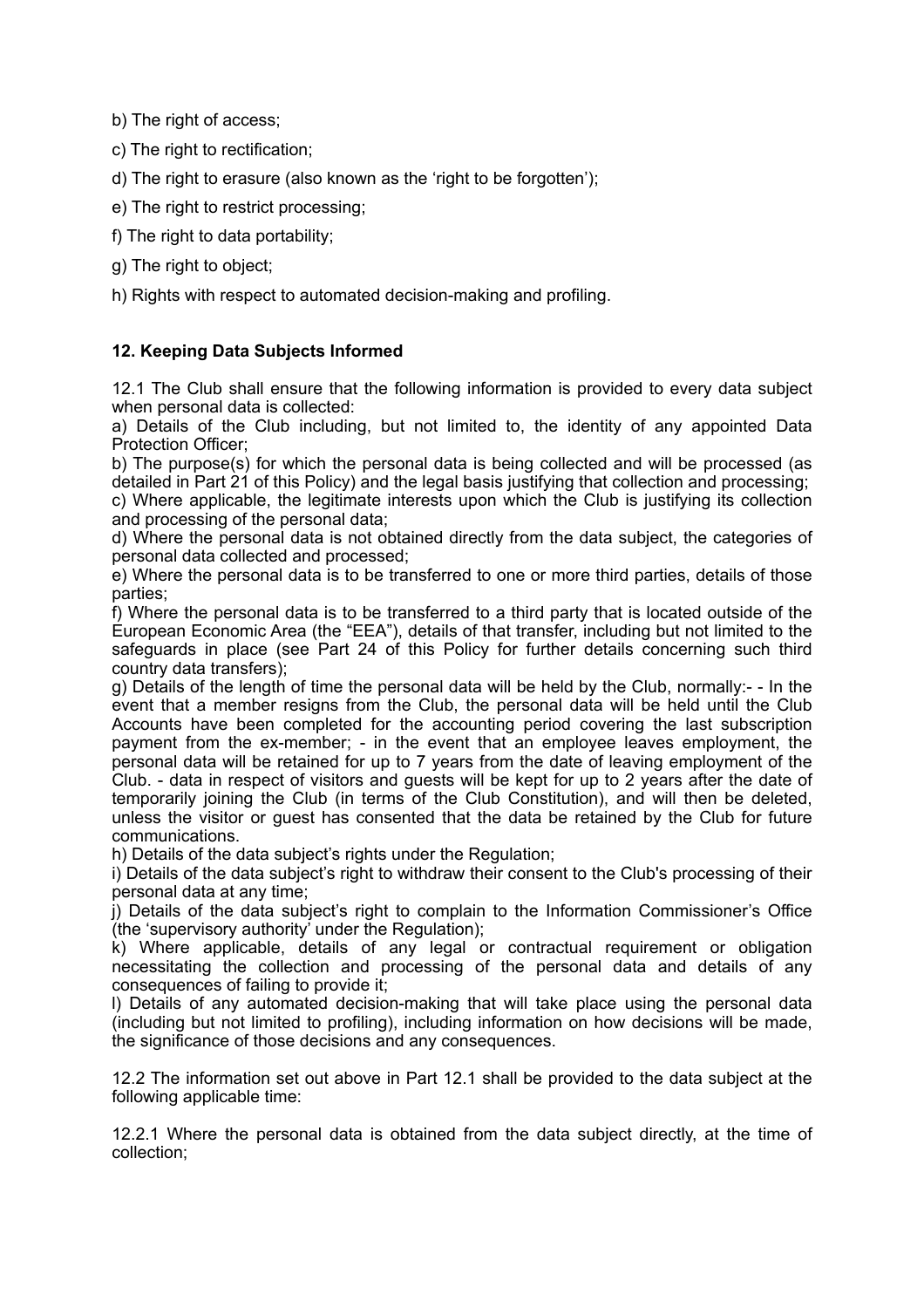b) The right of access;

c) The right to rectification;

d) The right to erasure (also known as the 'right to be forgotten');

e) The right to restrict processing;

f) The right to data portability;

g) The right to object;

h) Rights with respect to automated decision-making and profiling.

## 12. Keeping Data Subjects Informed

12.1 The Club shall ensure that the following information is provided to every data subject when personal data is collected:
a) Details of the Club including, but not limited to, the identity of any appointed Data Protection Officer;
b) The purpose(s) for which the personal data is being collected and will be processed (as detailed in Part 21 of this Policy) and the legal basis justifying that collection and processing;
c) Where applicable, the legitimate interests upon which the Club is justifying its collection and processing of the personal data;
d) Where the personal data is not obtained directly from the data subject, the categories of personal data collected and processed;
e) Where the personal data is to be transferred to one or more third parties, details of those parties;
f) Where the personal data is to be transferred to a third party that is located outside of the European Economic Area (the "EEA"), details of that transfer, including but not limited to the safeguards in place (see Part 24 of this Policy for further details concerning such third country data transfers);
g) Details of the length of time the personal data will be held by the Club, normally:- - In the event that a member resigns from the Club, the personal data will be held until the Club Accounts have been completed for the accounting period covering the last subscription payment from the ex-member; - in the event that an employee leaves employment, the personal data will be retained for up to 7 years from the date of leaving employment of the Club. - data in respect of visitors and guests will be kept for up to 2 years after the date of temporarily joining the Club (in terms of the Club Constitution), and will then be deleted, unless the visitor or guest has consented that the data be retained by the Club for future communications.
h) Details of the data subject's rights under the Regulation;
i) Details of the data subject's right to withdraw their consent to the Club's processing of their personal data at any time;
j) Details of the data subject's right to complain to the Information Commissioner's Office (the 'supervisory authority' under the Regulation);
k) Where applicable, details of any legal or contractual requirement or obligation necessitating the collection and processing of the personal data and details of any consequences of failing to provide it;
l) Details of any automated decision-making that will take place using the personal data (including but not limited to profiling), including information on how decisions will be made, the significance of those decisions and any consequences.

12.2 The information set out above in Part 12.1 shall be provided to the data subject at the following applicable time:

12.2.1 Where the personal data is obtained from the data subject directly, at the time of collection;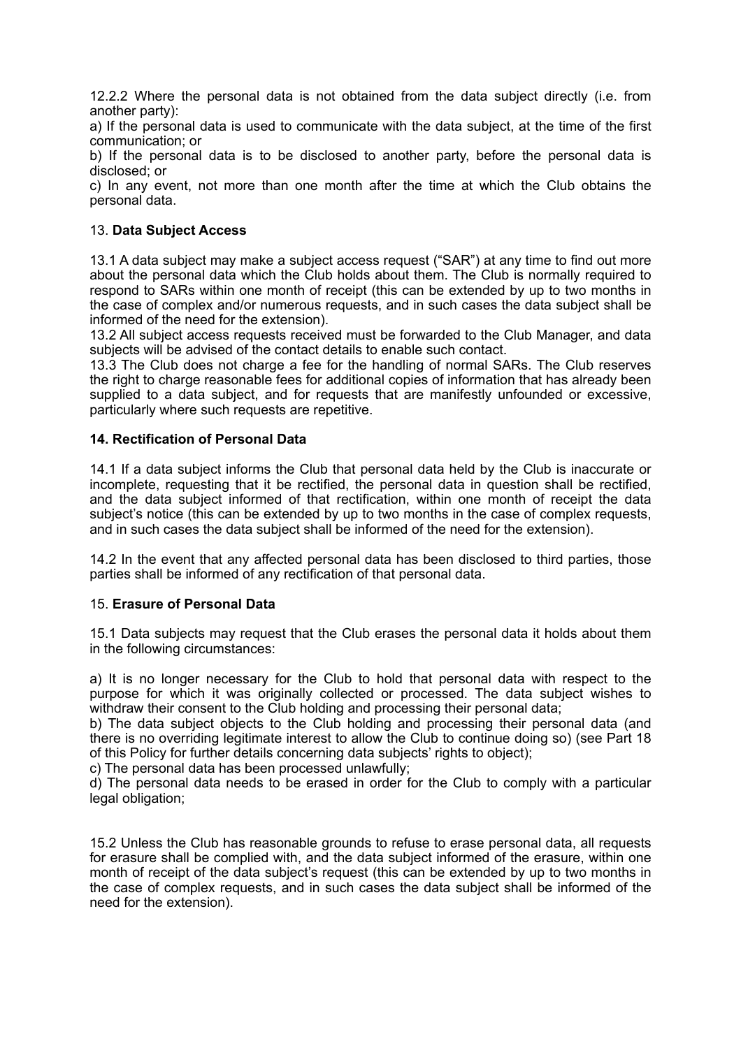12.2.2 Where the personal data is not obtained from the data subject directly (i.e. from another party):

a) If the personal data is used to communicate with the data subject, at the time of the first communication; or

b) If the personal data is to be disclosed to another party, before the personal data is disclosed; or

c) In any event, not more than one month after the time at which the Club obtains the personal data.

## 13. **Data Subject Access**

13.1 A data subject may make a subject access request ("SAR") at any time to find out more about the personal data which the Club holds about them. The Club is normally required to respond to SARs within one month of receipt (this can be extended by up to two months in the case of complex and/or numerous requests, and in such cases the data subject shall be informed of the need for the extension).

13.2 All subject access requests received must be forwarded to the Club Manager, and data subjects will be advised of the contact details to enable such contact.

13.3 The Club does not charge a fee for the handling of normal SARs. The Club reserves the right to charge reasonable fees for additional copies of information that has already been supplied to a data subject, and for requests that are manifestly unfounded or excessive, particularly where such requests are repetitive.

## **14. Rectification of Personal Data**

14.1 If a data subject informs the Club that personal data held by the Club is inaccurate or incomplete, requesting that it be rectified, the personal data in question shall be rectified, and the data subject informed of that rectification, within one month of receipt the data subject's notice (this can be extended by up to two months in the case of complex requests, and in such cases the data subject shall be informed of the need for the extension).

14.2 In the event that any affected personal data has been disclosed to third parties, those parties shall be informed of any rectification of that personal data.

## 15. **Erasure of Personal Data**

15.1 Data subjects may request that the Club erases the personal data it holds about them in the following circumstances:

a) It is no longer necessary for the Club to hold that personal data with respect to the purpose for which it was originally collected or processed. The data subject wishes to withdraw their consent to the Club holding and processing their personal data;

b) The data subject objects to the Club holding and processing their personal data (and there is no overriding legitimate interest to allow the Club to continue doing so) (see Part 18 of this Policy for further details concerning data subjects' rights to object);

c) The personal data has been processed unlawfully;

d) The personal data needs to be erased in order for the Club to comply with a particular legal obligation;

15.2 Unless the Club has reasonable grounds to refuse to erase personal data, all requests for erasure shall be complied with, and the data subject informed of the erasure, within one month of receipt of the data subject's request (this can be extended by up to two months in the case of complex requests, and in such cases the data subject shall be informed of the need for the extension).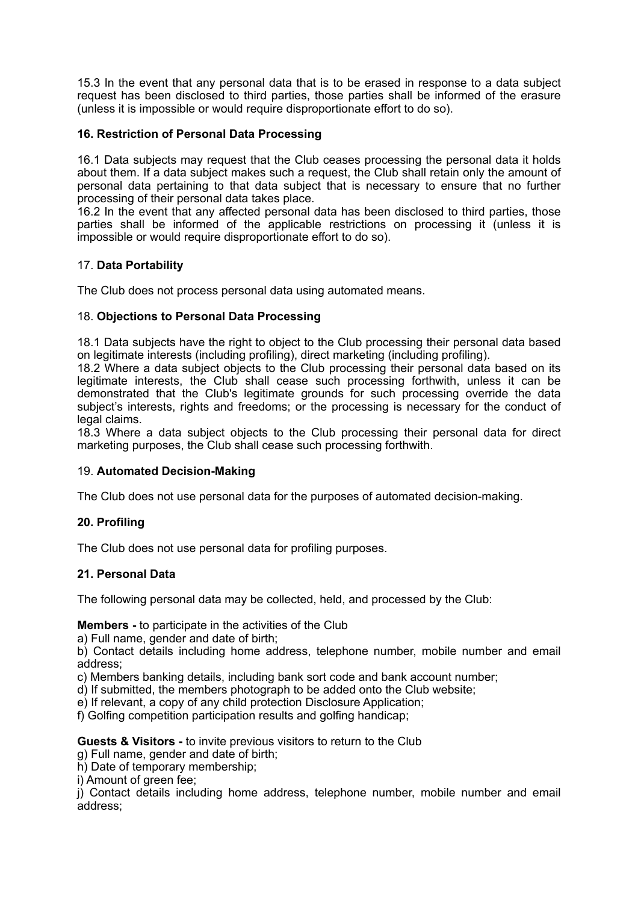15.3 In the event that any personal data that is to be erased in response to a data subject request has been disclosed to third parties, those parties shall be informed of the erasure (unless it is impossible or would require disproportionate effort to do so).

## 16. Restriction of Personal Data Processing

16.1 Data subjects may request that the Club ceases processing the personal data it holds about them. If a data subject makes such a request, the Club shall retain only the amount of personal data pertaining to that data subject that is necessary to ensure that no further processing of their personal data takes place.
16.2 In the event that any affected personal data has been disclosed to third parties, those parties shall be informed of the applicable restrictions on processing it (unless it is impossible or would require disproportionate effort to do so).

## 17. Data Portability

The Club does not process personal data using automated means.

## 18. Objections to Personal Data Processing

18.1 Data subjects have the right to object to the Club processing their personal data based on legitimate interests (including profiling), direct marketing (including profiling).
18.2 Where a data subject objects to the Club processing their personal data based on its legitimate interests, the Club shall cease such processing forthwith, unless it can be demonstrated that the Club's legitimate grounds for such processing override the data subject's interests, rights and freedoms; or the processing is necessary for the conduct of legal claims.
18.3 Where a data subject objects to the Club processing their personal data for direct marketing purposes, the Club shall cease such processing forthwith.

## 19. Automated Decision-Making

The Club does not use personal data for the purposes of automated decision-making.

## 20. Profiling

The Club does not use personal data for profiling purposes.

## 21. Personal Data

The following personal data may be collected, held, and processed by the Club:

**Members -** to participate in the activities of the Club
a) Full name, gender and date of birth;
b) Contact details including home address, telephone number, mobile number and email address;
c) Members banking details, including bank sort code and bank account number;
d) If submitted, the members photograph to be added onto the Club website;
e) If relevant, a copy of any child protection Disclosure Application;
f) Golfing competition participation results and golfing handicap;

**Guests & Visitors -** to invite previous visitors to return to the Club
g) Full name, gender and date of birth;
h) Date of temporary membership;
i) Amount of green fee;
j) Contact details including home address, telephone number, mobile number and email address;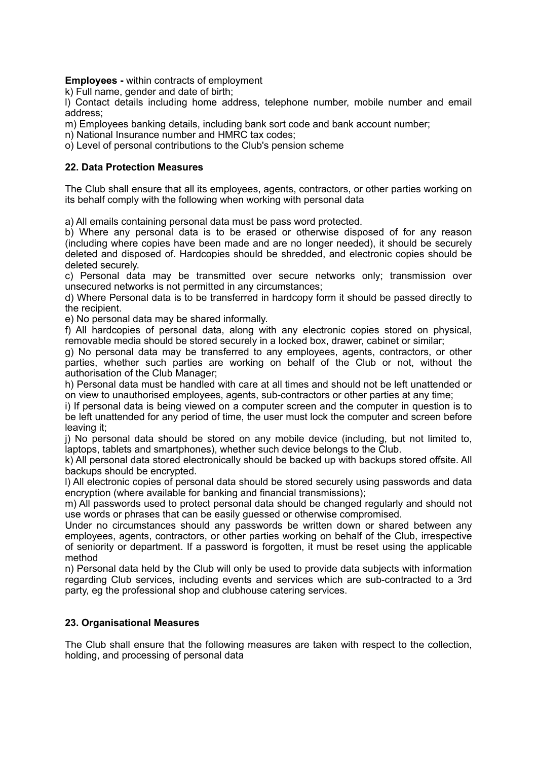**Employees -** within contracts of employment

k) Full name, gender and date of birth;

l) Contact details including home address, telephone number, mobile number and email address;

m) Employees banking details, including bank sort code and bank account number;

n) National Insurance number and HMRC tax codes;

o) Level of personal contributions to the Club's pension scheme

## 22. Data Protection Measures

The Club shall ensure that all its employees, agents, contractors, or other parties working on its behalf comply with the following when working with personal data

a) All emails containing personal data must be pass word protected.

b) Where any personal data is to be erased or otherwise disposed of for any reason (including where copies have been made and are no longer needed), it should be securely deleted and disposed of. Hardcopies should be shredded, and electronic copies should be deleted securely.

c) Personal data may be transmitted over secure networks only; transmission over unsecured networks is not permitted in any circumstances;

d) Where Personal data is to be transferred in hardcopy form it should be passed directly to the recipient.

e) No personal data may be shared informally.

f) All hardcopies of personal data, along with any electronic copies stored on physical, removable media should be stored securely in a locked box, drawer, cabinet or similar;

g) No personal data may be transferred to any employees, agents, contractors, or other parties, whether such parties are working on behalf of the Club or not, without the authorisation of the Club Manager;

h) Personal data must be handled with care at all times and should not be left unattended or on view to unauthorised employees, agents, sub-contractors or other parties at any time;

i) If personal data is being viewed on a computer screen and the computer in question is to be left unattended for any period of time, the user must lock the computer and screen before leaving it;

j) No personal data should be stored on any mobile device (including, but not limited to, laptops, tablets and smartphones), whether such device belongs to the Club.

k) All personal data stored electronically should be backed up with backups stored offsite. All backups should be encrypted.

l) All electronic copies of personal data should be stored securely using passwords and data encryption (where available for banking and financial transmissions);

m) All passwords used to protect personal data should be changed regularly and should not use words or phrases that can be easily guessed or otherwise compromised.

Under no circumstances should any passwords be written down or shared between any employees, agents, contractors, or other parties working on behalf of the Club, irrespective of seniority or department. If a password is forgotten, it must be reset using the applicable method

n) Personal data held by the Club will only be used to provide data subjects with information regarding Club services, including events and services which are sub-contracted to a 3rd party, eg the professional shop and clubhouse catering services.

## 23. Organisational Measures

The Club shall ensure that the following measures are taken with respect to the collection, holding, and processing of personal data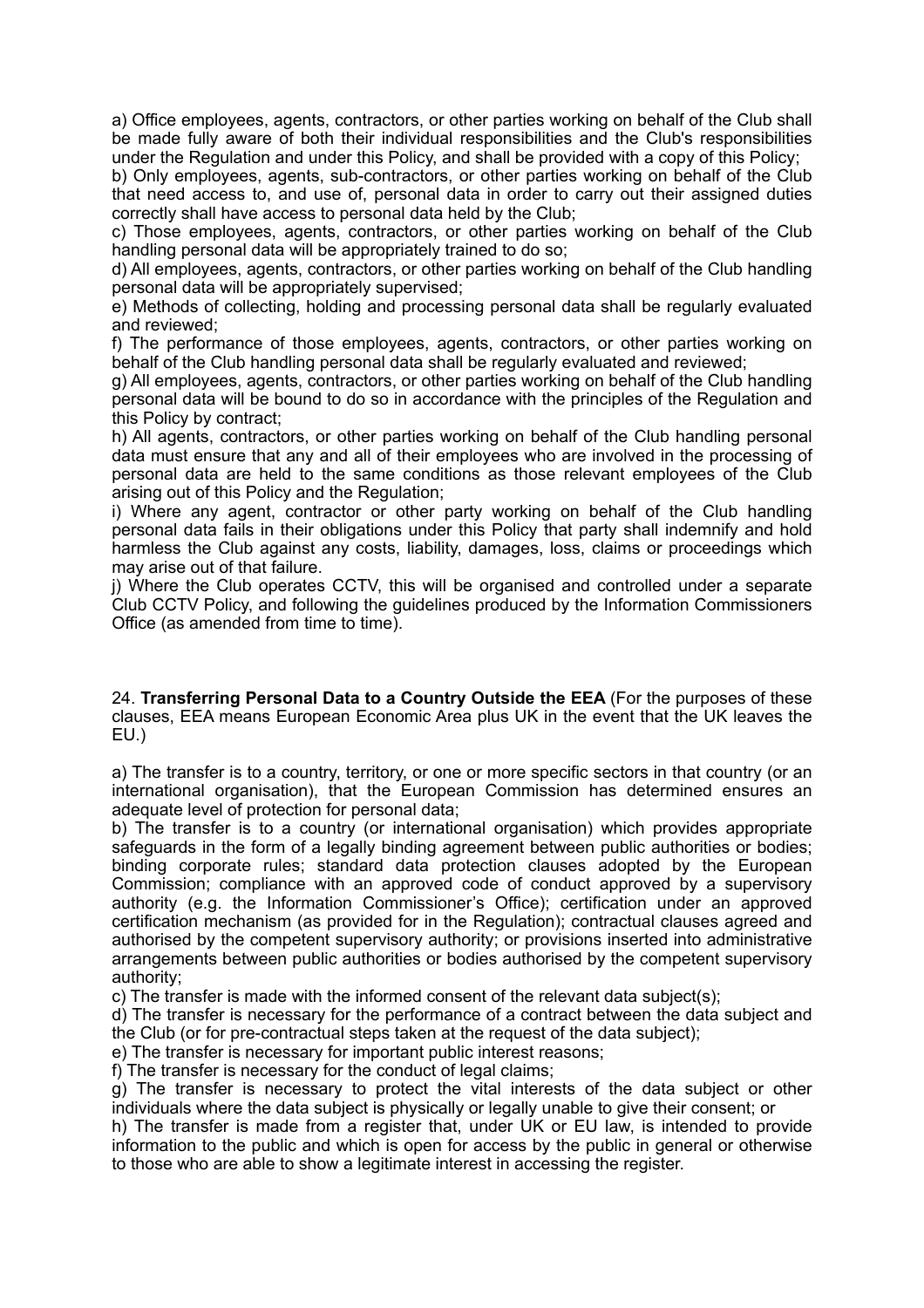a) Office employees, agents, contractors, or other parties working on behalf of the Club shall be made fully aware of both their individual responsibilities and the Club's responsibilities under the Regulation and under this Policy, and shall be provided with a copy of this Policy;
b) Only employees, agents, sub-contractors, or other parties working on behalf of the Club that need access to, and use of, personal data in order to carry out their assigned duties correctly shall have access to personal data held by the Club;
c) Those employees, agents, contractors, or other parties working on behalf of the Club handling personal data will be appropriately trained to do so;
d) All employees, agents, contractors, or other parties working on behalf of the Club handling personal data will be appropriately supervised;
e) Methods of collecting, holding and processing personal data shall be regularly evaluated and reviewed;
f) The performance of those employees, agents, contractors, or other parties working on behalf of the Club handling personal data shall be regularly evaluated and reviewed;
g) All employees, agents, contractors, or other parties working on behalf of the Club handling personal data will be bound to do so in accordance with the principles of the Regulation and this Policy by contract;
h) All agents, contractors, or other parties working on behalf of the Club handling personal data must ensure that any and all of their employees who are involved in the processing of personal data are held to the same conditions as those relevant employees of the Club arising out of this Policy and the Regulation;
i) Where any agent, contractor or other party working on behalf of the Club handling personal data fails in their obligations under this Policy that party shall indemnify and hold harmless the Club against any costs, liability, damages, loss, claims or proceedings which may arise out of that failure.
j) Where the Club operates CCTV, this will be organised and controlled under a separate Club CCTV Policy, and following the guidelines produced by the Information Commissioners Office (as amended from time to time).

24. **Transferring Personal Data to a Country Outside the EEA** (For the purposes of these clauses, EEA means European Economic Area plus UK in the event that the UK leaves the EU.)

a) The transfer is to a country, territory, or one or more specific sectors in that country (or an international organisation), that the European Commission has determined ensures an adequate level of protection for personal data;
b) The transfer is to a country (or international organisation) which provides appropriate safeguards in the form of a legally binding agreement between public authorities or bodies; binding corporate rules; standard data protection clauses adopted by the European Commission; compliance with an approved code of conduct approved by a supervisory authority (e.g. the Information Commissioner's Office); certification under an approved certification mechanism (as provided for in the Regulation); contractual clauses agreed and authorised by the competent supervisory authority; or provisions inserted into administrative arrangements between public authorities or bodies authorised by the competent supervisory authority;
c) The transfer is made with the informed consent of the relevant data subject(s);
d) The transfer is necessary for the performance of a contract between the data subject and the Club (or for pre-contractual steps taken at the request of the data subject);
e) The transfer is necessary for important public interest reasons;
f) The transfer is necessary for the conduct of legal claims;
g) The transfer is necessary to protect the vital interests of the data subject or other individuals where the data subject is physically or legally unable to give their consent; or
h) The transfer is made from a register that, under UK or EU law, is intended to provide information to the public and which is open for access by the public in general or otherwise to those who are able to show a legitimate interest in accessing the register.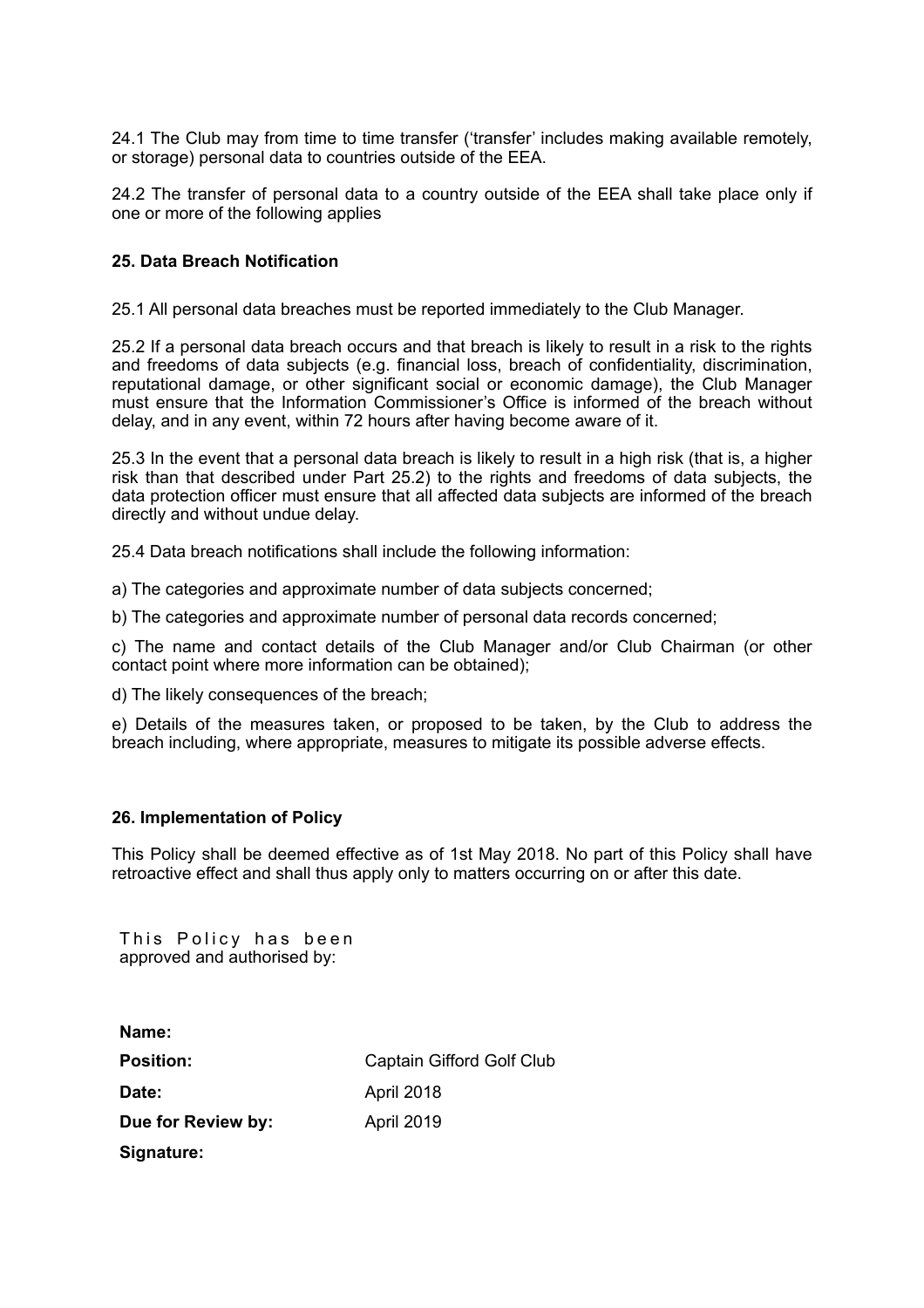24.1 The Club may from time to time transfer ('transfer' includes making available remotely, or storage) personal data to countries outside of the EEA.

24.2 The transfer of personal data to a country outside of the EEA shall take place only if one or more of the following applies

**25. Data Breach Notification**

25.1 All personal data breaches must be reported immediately to the Club Manager.

25.2 If a personal data breach occurs and that breach is likely to result in a risk to the rights and freedoms of data subjects (e.g. financial loss, breach of confidentiality, discrimination, reputational damage, or other significant social or economic damage), the Club Manager must ensure that the Information Commissioner's Office is informed of the breach without delay, and in any event, within 72 hours after having become aware of it.

25.3 In the event that a personal data breach is likely to result in a high risk (that is, a higher risk than that described under Part 25.2) to the rights and freedoms of data subjects, the data protection officer must ensure that all affected data subjects are informed of the breach directly and without undue delay.

25.4 Data breach notifications shall include the following information:

a) The categories and approximate number of data subjects concerned;

b) The categories and approximate number of personal data records concerned;

c) The name and contact details of the Club Manager and/or Club Chairman (or other contact point where more information can be obtained);

d) The likely consequences of the breach;

e) Details of the measures taken, or proposed to be taken, by the Club to address the breach including, where appropriate, measures to mitigate its possible adverse effects.

**26. Implementation of Policy**

This Policy shall be deemed effective as of 1st May 2018. No part of this Policy shall have retroactive effect and shall thus apply only to matters occurring on or after this date.

This Policy has been approved and authorised by:

| | |
|---|---|
| **Name:** | |
| **Position:** | Captain Gifford Golf Club |
| **Date:** | April 2018 |
| **Due for Review by:** | April 2019 |
| **Signature:** | |